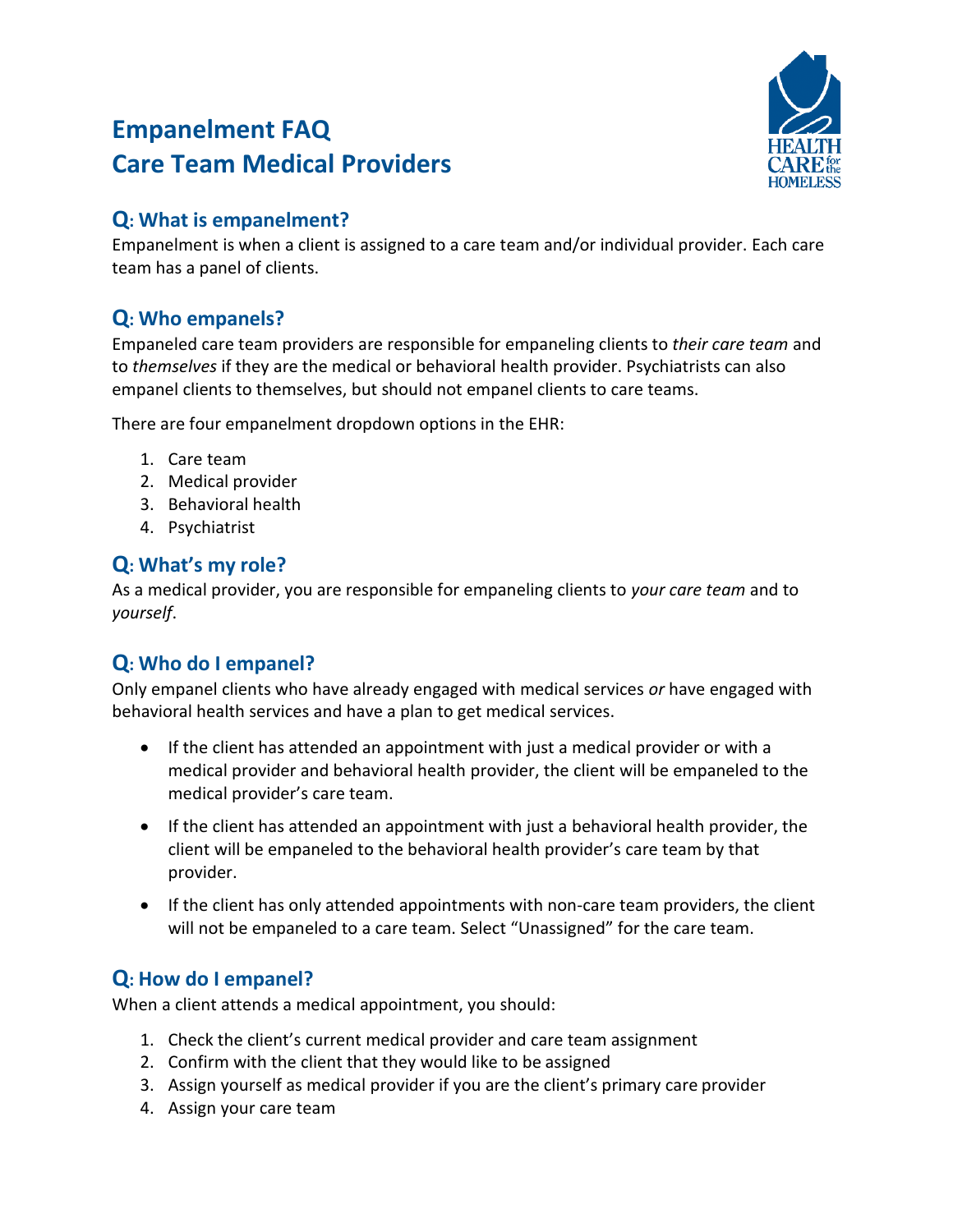# Empanelment FAQ
# Care Team Medical Providers

## Q: What is empanelment?

Empanelment is when a client is assigned to a care team and/or individual provider. Each care team has a panel of clients.

## Q: Who empanels?

Empaneled care team providers are responsible for empaneling clients to *their care team* and to *themselves* if they are the medical or behavioral health provider. Psychiatrists can also empanel clients to themselves, but should not empanel clients to care teams.

There are four empanelment dropdown options in the EHR:

1. Care team
2. Medical provider
3. Behavioral health
4. Psychiatrist

## Q: What's my role?

As a medical provider, you are responsible for empaneling clients to *your care team* and to *yourself*.

## Q: Who do I empanel?

Only empanel clients who have already engaged with medical services *or* have engaged with behavioral health services and have a plan to get medical services.

- If the client has attended an appointment with just a medical provider or with a medical provider and behavioral health provider, the client will be empaneled to the medical provider's care team.
- If the client has attended an appointment with just a behavioral health provider, the client will be empaneled to the behavioral health provider's care team by that provider.
- If the client has only attended appointments with non-care team providers, the client will not be empaneled to a care team. Select "Unassigned" for the care team.

## Q: How do I empanel?

When a client attends a medical appointment, you should:

1. Check the client's current medical provider and care team assignment
2. Confirm with the client that they would like to be assigned
3. Assign yourself as medical provider if you are the client's primary care provider
4. Assign your care team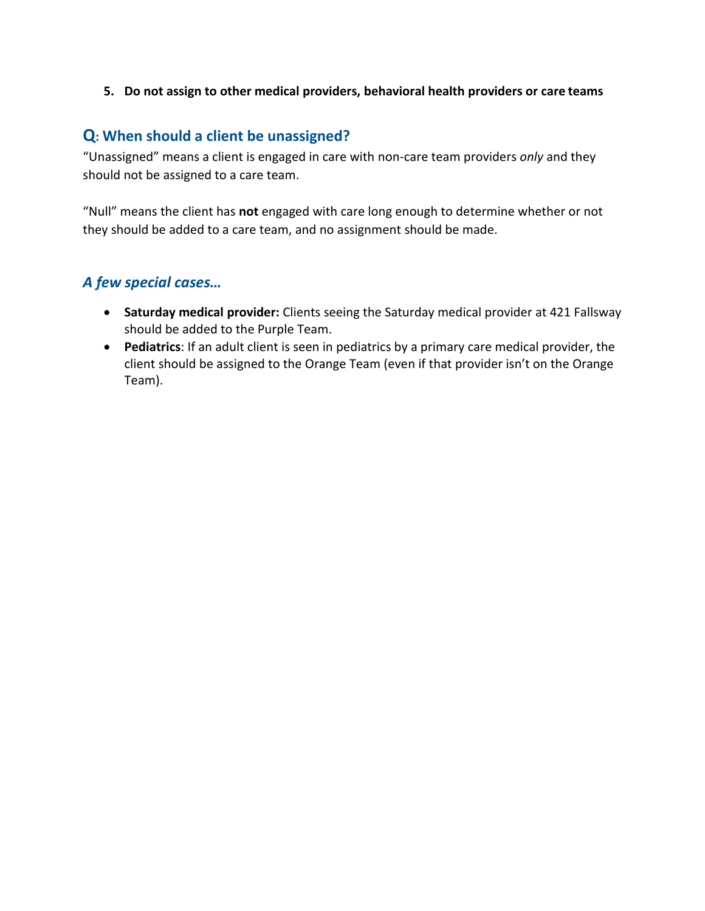5. **Do not assign to other medical providers, behavioral health providers or care teams**

## Q: When should a client be unassigned?

"Unassigned" means a client is engaged in care with non-care team providers *only* and they should not be assigned to a care team.

"Null" means the client has **not** engaged with care long enough to determine whether or not they should be added to a care team, and no assignment should be made.

### *A few special cases…*

- **Saturday medical provider:** Clients seeing the Saturday medical provider at 421 Fallsway should be added to the Purple Team.
- **Pediatrics**: If an adult client is seen in pediatrics by a primary care medical provider, the client should be assigned to the Orange Team (even if that provider isn't on the Orange Team).